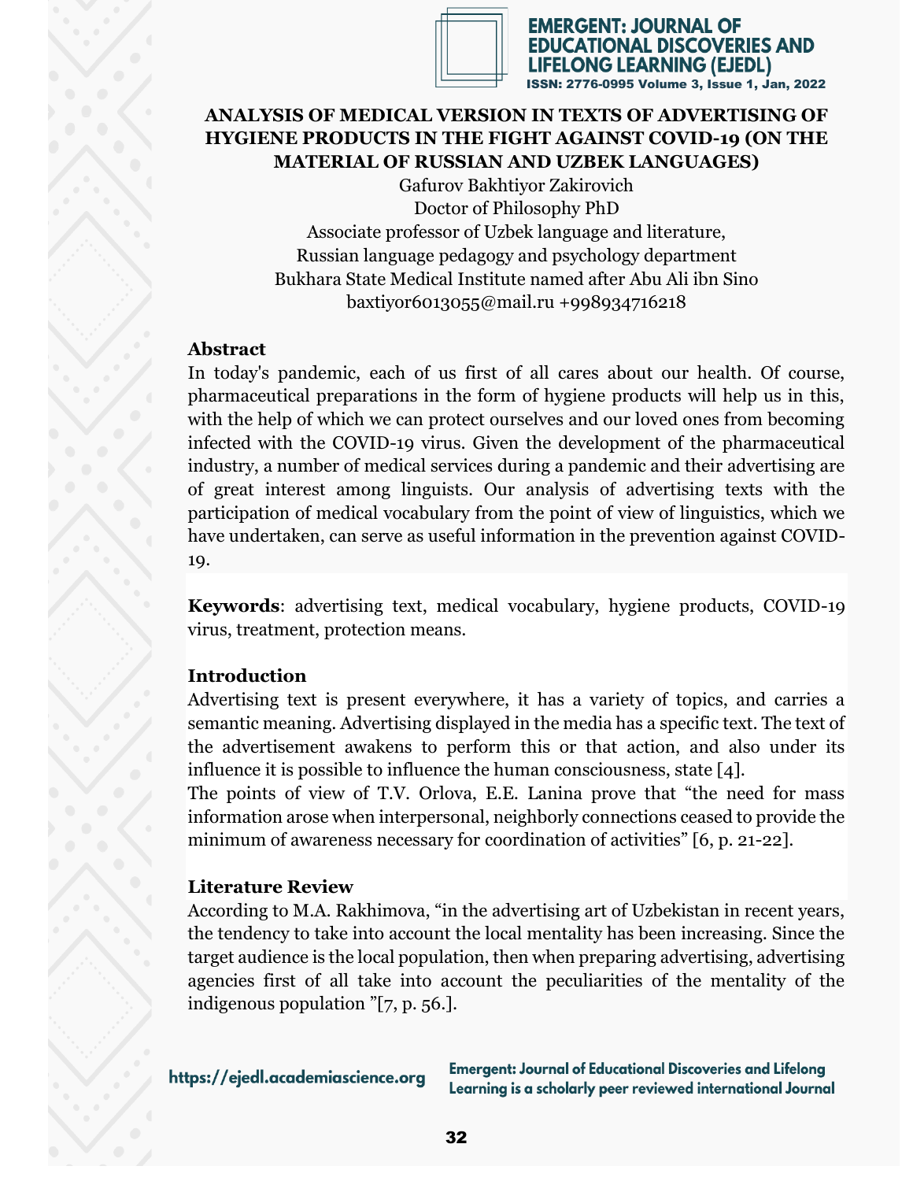# ANALYSIS OF MEDICAL VERSION IN TEXTS OF ADVERTISING OF HYGIENE PRODUCTS IN THE FIGHT AGAINST COVID-19 (ON THE MATERIAL OF RUSSIAN AND UZBEK LANGUAGES)

Gafurov Bakhtiyor Zakirovich
Doctor of Philosophy PhD
Associate professor of Uzbek language and literature,
Russian language pedagogy and psychology department
Bukhara State Medical Institute named after Abu Ali ibn Sino
baxtiyor6013055@mail.ru +998934716218

## Abstract

In today's pandemic, each of us first of all cares about our health. Of course, pharmaceutical preparations in the form of hygiene products will help us in this, with the help of which we can protect ourselves and our loved ones from becoming infected with the COVID-19 virus. Given the development of the pharmaceutical industry, a number of medical services during a pandemic and their advertising are of great interest among linguists. Our analysis of advertising texts with the participation of medical vocabulary from the point of view of linguistics, which we have undertaken, can serve as useful information in the prevention against COVID-19.

**Keywords**: advertising text, medical vocabulary, hygiene products, COVID-19 virus, treatment, protection means.

## Introduction

Advertising text is present everywhere, it has a variety of topics, and carries a semantic meaning. Advertising displayed in the media has a specific text. The text of the advertisement awakens to perform this or that action, and also under its influence it is possible to influence the human consciousness, state [4].

The points of view of T.V. Orlova, E.E. Lanina prove that "the need for mass information arose when interpersonal, neighborly connections ceased to provide the minimum of awareness necessary for coordination of activities" [6, p. 21-22].

## Literature Review

According to M.A. Rakhimova, "in the advertising art of Uzbekistan in recent years, the tendency to take into account the local mentality has been increasing. Since the target audience is the local population, then when preparing advertising, advertising agencies first of all take into account the peculiarities of the mentality of the indigenous population "[7, p. 56.].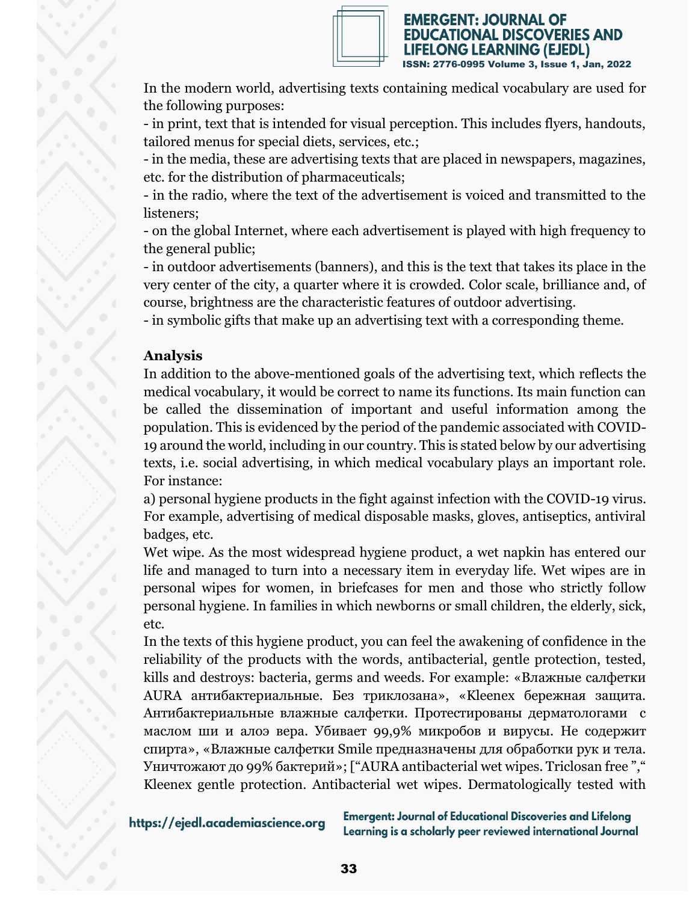In the modern world, advertising texts containing medical vocabulary are used for the following purposes:

- in print, text that is intended for visual perception. This includes flyers, handouts, tailored menus for special diets, services, etc.;
- in the media, these are advertising texts that are placed in newspapers, magazines, etc. for the distribution of pharmaceuticals;
- in the radio, where the text of the advertisement is voiced and transmitted to the listeners;
- on the global Internet, where each advertisement is played with high frequency to the general public;
- in outdoor advertisements (banners), and this is the text that takes its place in the very center of the city, a quarter where it is crowded. Color scale, brilliance and, of course, brightness are the characteristic features of outdoor advertising.
- in symbolic gifts that make up an advertising text with a corresponding theme.

**Analysis**

In addition to the above-mentioned goals of the advertising text, which reflects the medical vocabulary, it would be correct to name its functions. Its main function can be called the dissemination of important and useful information among the population. This is evidenced by the period of the pandemic associated with COVID-19 around the world, including in our country. This is stated below by our advertising texts, i.e. social advertising, in which medical vocabulary plays an important role. For instance:

a) personal hygiene products in the fight against infection with the COVID-19 virus. For example, advertising of medical disposable masks, gloves, antiseptics, antiviral badges, etc.

Wet wipe. As the most widespread hygiene product, a wet napkin has entered our life and managed to turn into a necessary item in everyday life. Wet wipes are in personal wipes for women, in briefcases for men and those who strictly follow personal hygiene. In families in which newborns or small children, the elderly, sick, etc.

In the texts of this hygiene product, you can feel the awakening of confidence in the reliability of the products with the words, antibacterial, gentle protection, tested, kills and destroys: bacteria, germs and weeds. For example: «Влажные салфетки AURA антибактериальные. Без триклозана», «Kleenex бережная защита. Антибактериальные влажные салфетки. Протестированы дерматологами с маслом ши и алоэ вера. Убивает 99,9% микробов и вирусы. Не содержит спирта», «Влажные салфетки Smile предназначены для обработки рук и тела. Уничтожают до 99% бактерий»; ["AURA antibacterial wet wipes. Triclosan free "," Kleenex gentle protection. Antibacterial wet wipes. Dermatologically tested with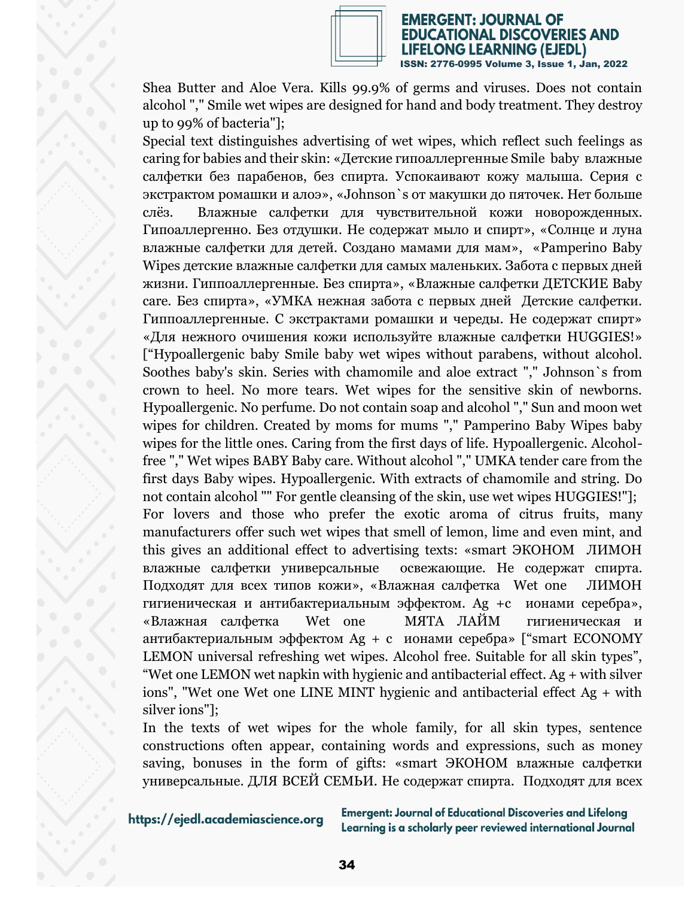Shea Butter and Aloe Vera. Kills 99.9% of germs and viruses. Does not contain alcohol "," Smile wet wipes are designed for hand and body treatment. They destroy up to 99% of bacteria"];

Special text distinguishes advertising of wet wipes, which reflect such feelings as caring for babies and their skin: «Детские гипоаллергенные Smile baby влажные салфетки без парабенов, без спирта. Успокаивают кожу малыша. Серия с экстрактом ромашки и алоэ», «Johnson`s от макушки до пяточек. Нет больше слёз. Влажные салфетки для чувствительной кожи новорожденных. Гипоаллергенно. Без отдушки. Не содержат мыло и спирт», «Солнце и луна влажные салфетки для детей. Создано мамами для мам», «Pamperino Baby Wipes детские влажные салфетки для самых маленьких. Забота с первых дней жизни. Гиппоаллергенные. Без спирта», «Влажные салфетки ДЕТСКИЕ Baby care. Без спирта», «УМКА нежная забота с первых дней Детские салфетки. Гиппоаллергенные. С экстрактами ромашки и череды. Не содержат спирт» «Для нежного очишения кожи используйте влажные салфетки HUGGIES!» ["Hypoallergenic baby Smile baby wet wipes without parabens, without alcohol. Soothes baby's skin. Series with chamomile and aloe extract "," Johnson`s from crown to heel. No more tears. Wet wipes for the sensitive skin of newborns. Hypoallergenic. No perfume. Do not contain soap and alcohol "," Sun and moon wet wipes for children. Created by moms for mums "," Pamperino Baby Wipes baby wipes for the little ones. Caring from the first days of life. Hypoallergenic. Alcohol-free "," Wet wipes BABY Baby care. Without alcohol "," UMKA tender care from the first days Baby wipes. Hypoallergenic. With extracts of chamomile and string. Do not contain alcohol "" For gentle cleansing of the skin, use wet wipes HUGGIES!"];

For lovers and those who prefer the exotic aroma of citrus fruits, many manufacturers offer such wet wipes that smell of lemon, lime and even mint, and this gives an additional effect to advertising texts: «smart ЭКОНОМ ЛИМОН влажные салфетки универсальные освежающие. Не содержат спирта. Подходят для всех типов кожи», «Влажная салфетка Wet one ЛИМОН гигиеническая и антибактериальным эффектом. Ag +с ионами серебра», «Влажная салфетка Wet one МЯТА ЛАЙМ гигиеническая и антибактериальным эффектом Ag + с ионами серебра» ["smart ECONOMY LEMON universal refreshing wet wipes. Alcohol free. Suitable for all skin types", "Wet one LEMON wet napkin with hygienic and antibacterial effect. Ag + with silver ions", "Wet one Wet one LINE MINT hygienic and antibacterial effect Ag + with silver ions"];

In the texts of wet wipes for the whole family, for all skin types, sentence constructions often appear, containing words and expressions, such as money saving, bonuses in the form of gifts: «smart ЭКОНОМ влажные салфетки универсальные. ДЛЯ ВСЕЙ СЕМЬИ. Не содержат спирта. Подходят для всех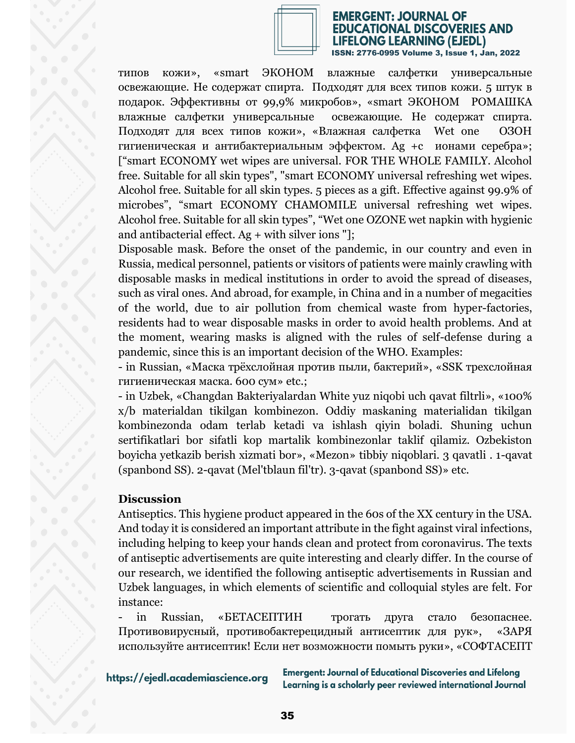типов кожи», «smart ЭКОНОМ влажные салфетки универсальные освежающие. Не содержат спирта. Подходят для всех типов кожи. 5 штук в подарок. Эффективны от 99,9% микробов», «smart ЭКОНОМ РОМАШКА влажные салфетки универсальные освежающие. Не содержат спирта. Подходят для всех типов кожи», «Влажная салфетка Wet one ОЗОН гигиеническая и антибактериальным эффектом. Ag +c ионами серебра»; [“smart ECONOMY wet wipes are universal. FOR THE WHOLE FAMILY. Alcohol free. Suitable for all skin types", "smart ECONOMY universal refreshing wet wipes. Alcohol free. Suitable for all skin types. 5 pieces as a gift. Effective against 99.9% of microbes”, “smart ECONOMY CHAMOMILE universal refreshing wet wipes. Alcohol free. Suitable for all skin types”, “Wet one OZONE wet napkin with hygienic and antibacterial effect. Ag + with silver ions "];

Disposable mask. Before the onset of the pandemic, in our country and even in Russia, medical personnel, patients or visitors of patients were mainly crawling with disposable masks in medical institutions in order to avoid the spread of diseases, such as viral ones. And abroad, for example, in China and in a number of megacities of the world, due to air pollution from chemical waste from hyper-factories, residents had to wear disposable masks in order to avoid health problems. And at the moment, wearing masks is aligned with the rules of self-defense during a pandemic, since this is an important decision of the WHO. Examples:

- in Russian, «Маска трёхслойная против пыли, бактерий», «SSK трехслойная гигиеническая маска. 600 сум» etc.;
- in Uzbek, «Changdan Bakteriyalardan White yuz niqobi uch qavat filtrli», «100% x/b materialdan tikilgan kombinezon. Oddiy maskaning materialidan tikilgan kombinezonda odam terlab ketadi va ishlash qiyin boladi. Shuning uchun sertifikatlari bor sifatli kop martalik kombinezonlar taklif qilamiz. Ozbekiston boyicha yetkazib berish xizmati bor», «Mezon» tibbiy niqoblari. 3 qavatli . 1-qavat (spanbond SS). 2-qavat (Mel'tblaun fil'tr). 3-qavat (spanbond SS)» etc.

**Discussion**

Antiseptics. This hygiene product appeared in the 60s of the XX century in the USA. And today it is considered an important attribute in the fight against viral infections, including helping to keep your hands clean and protect from coronavirus. The texts of antiseptic advertisements are quite interesting and clearly differ. In the course of our research, we identified the following antiseptic advertisements in Russian and Uzbek languages, in which elements of scientific and colloquial styles are felt. For instance:

- in Russian, «БЕТАСЕПТИН трогать друга стало безопаснее. Противовирусный, противобактерецидный антисептик для рук», «ЗАРЯ используйте антисептик! Если нет возможности помыть руки», «СОФТАСЕПТ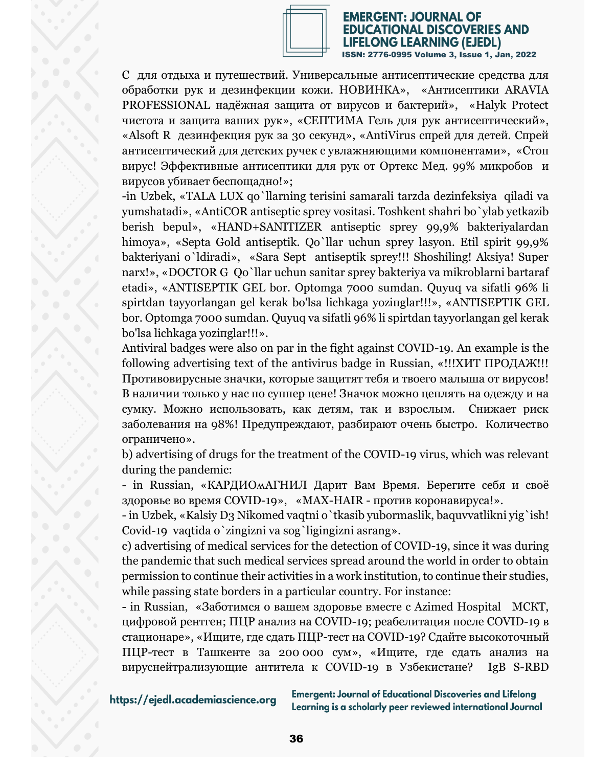С для отдыха и путешествий. Универсальные антисептические средства для обработки рук и дезинфекции кожи. НОВИНКА», «Антисептики ARAVIA PROFESSIONAL надёжная защита от вирусов и бактерий», «Halyk Protect чистота и защита ваших рук», «СЕПТИМА Гель для рук антисептический», «Alsoft R дезинфекция рук за 30 секунд», «AntiVirus спрей для детей. Спрей антисептический для детских ручек с увлажняющими компонентами», «Стоп вирус! Эффективные антисептики для рук от Ортекс Мед. 99% микробов и вирусов убивает беспощадно!»;

-in Uzbek, «TALA LUX qo`llarning terisini samarali tarzda dezinfeksiya qiladi va yumshatadi», «AntiCOR antiseptic sprey vositasi. Toshkent shahri bo`ylab yetkazib berish bepul», «HAND+SANITIZER antiseptic sprey 99,9% bakteriyalardan himoya», «Septa Gold antiseptik. Qo`llar uchun sprey lasyon. Etil spirit 99,9% bakteriyani o`ldiradi», «Sara Sept antiseptik sprey!!! Shoshiling! Aksiya! Super narx!», «DOCTOR G Qo`llar uchun sanitar sprey bakteriya va mikroblarni bartaraf etadi», «ANTISEPTIK GEL bor. Optomga 7000 sumdan. Quyuq va sifatli 96% li spirtdan tayyorlangan gel kerak bo'lsa lichkaga yoziпglar!!!», «ANTISEPTIK GEL bor. Optomga 7000 sumdan. Quyuq va sifatli 96% li spirtdan tayyorlangan gel kerak bo'lsa lichkaga yoziпglar!!!».

Antiviral badges were also on par in the fight against COVID-19. An example is the following advertising text of the antivirus badge in Russian, «!!!ХИТ ПРОДАЖ!!! Противовирусные значки, которые защитят тебя и твоего малыша от вирусов! В наличии только у нас по суппер цене! Значок можно цеплять на одежду и на сумку. Можно использовать, как детям, так и взрослым. Снижает риск заболевания на 98%! Предупреждают, разбирают очень быстро. Количество ограничено».

b) advertising of drugs for the treatment of the COVID-19 virus, which was relevant during the pandemic:

- in Russian, «КАРДИОмАГНИЛ Дарит Вам Время. Берегите себя и своё здоровье во время COVID-19», «MAX-HAIR - против коронавируса!».
- in Uzbek, «Kalsiy D3 Nikomed vaqtni o`tkasib yubormaslik, baquvvatlikni yig`ish! Covid-19 vaqtida o`zingizni va sog`ligingizni asrang».

c) advertising of medical services for the detection of COVID-19, since it was during the pandemic that such medical services spread around the world in order to obtain permission to continue their activities in a work institution, to continue their studies, while passing state borders in a particular country. For instance:

- in Russian, «Заботимся о вашем здоровье вместе с Azimed Hospital МСКТ, цифровой рентген; ПЦР анализ на COVID-19; реабелитация после COVID-19 в стационаре», «Ищите, где сдать ПЦР-тест на COVID-19? Сдайте высокоточный ПЦР-тест в Ташкенте за 200 000 сум», «Ищите, где сдать анализ на вируснейтрализующие антитела к COVID-19 в Узбекистане? IgB S-RBD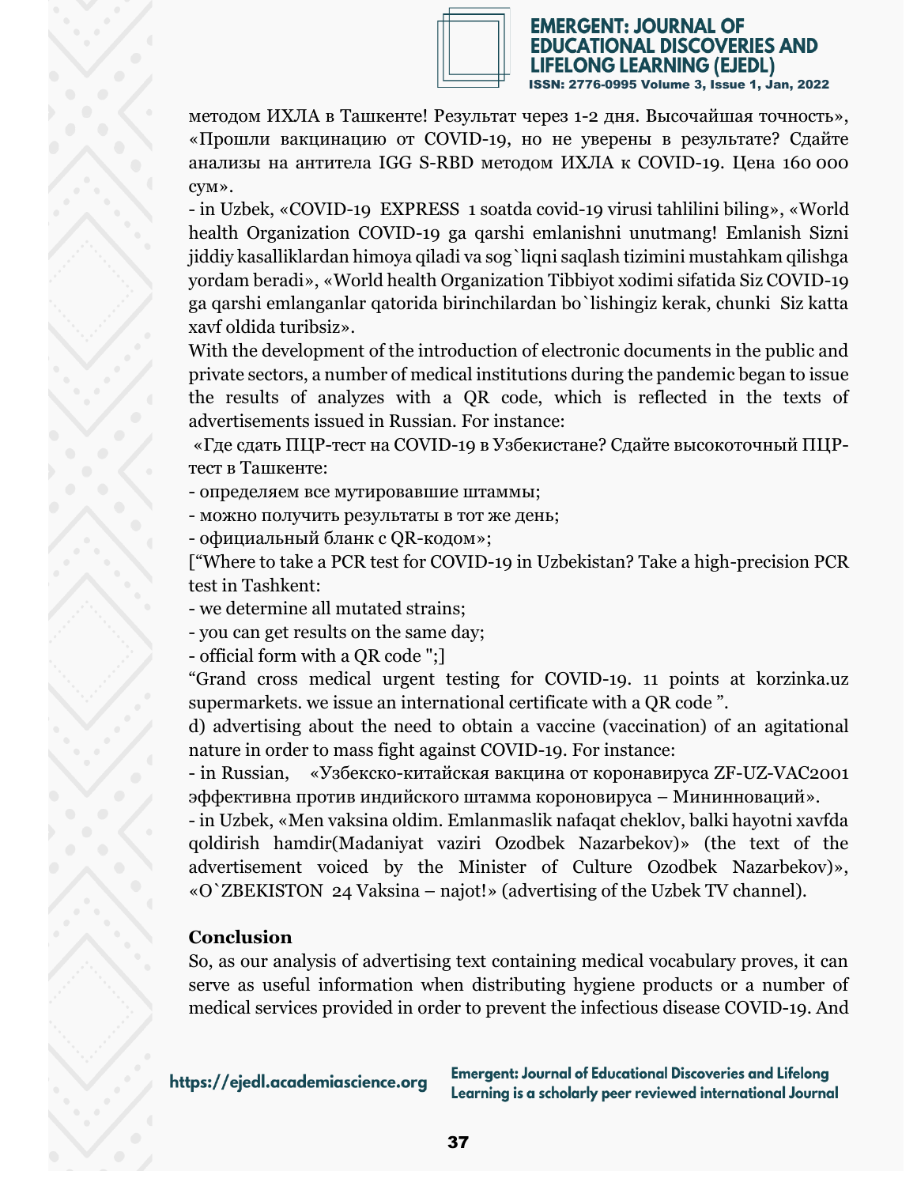методом ИХЛА в Ташкенте! Результат через 1-2 дня. Высочайшая точность», «Прошли вакцинацию от COVID-19, но не уверены в результате? Сдайте анализы на антитела IGG S-RBD методом ИХЛА к COVID-19. Цена 160 000 сум».

- in Uzbek, «COVID-19 EXPRESS 1 soatda covid-19 virusi tahlilini biling», «World health Organization COVID-19 ga qarshi emlanishni unutmang! Emlanish Sizni jiddiy kasalliklardan himoya qiladi va sog`liqni saqlash tizimini mustahkam qilishga yordam beradi», «World health Organization Tibbiyot xodimi sifatida Siz COVID-19 ga qarshi emlanganlar qatorida birinchilardan bo`lishingiz kerak, chunki Siz katta xavf oldida turibsiz».

With the development of the introduction of electronic documents in the public and private sectors, a number of medical institutions during the pandemic began to issue the results of analyzes with a QR code, which is reflected in the texts of advertisements issued in Russian. For instance:

«Где сдать ПЦР-тест на COVID-19 в Узбекистане? Сдайте высокоточный ПЦР-тест в Ташкенте:
- определяем все мутировавшие штаммы;
- можно получить результаты в тот же день;
- официальный бланк с QR-кодом»;

[“Where to take a PCR test for COVID-19 in Uzbekistan? Take a high-precision PCR test in Tashkent:
- we determine all mutated strains;
- you can get results on the same day;
- official form with a QR code ";]

“Grand cross medical urgent testing for COVID-19. 11 points at korzinka.uz supermarkets. we issue an international certificate with a QR code ”.

d) advertising about the need to obtain a vaccine (vaccination) of an agitational nature in order to mass fight against COVID-19. For instance:

- in Russian, «Узбекско-китайская вакцина от коронавируса ZF-UZ-VAC2001 эффективна против индийского штамма короновируса – Мининноваций».
- in Uzbek, «Men vaksina oldim. Emlanmaslik nafaqat cheklov, balki hayotni xavfda qoldirish hamdir(Madaniyat vaziri Ozodbek Nazarbekov)» (the text of the advertisement voiced by the Minister of Culture Ozodbek Nazarbekov)», «O`ZBEKISTON 24 Vaksina – najot!» (advertising of the Uzbek TV channel).

## Conclusion

So, as our analysis of advertising text containing medical vocabulary proves, it can serve as useful information when distributing hygiene products or a number of medical services provided in order to prevent the infectious disease COVID-19. And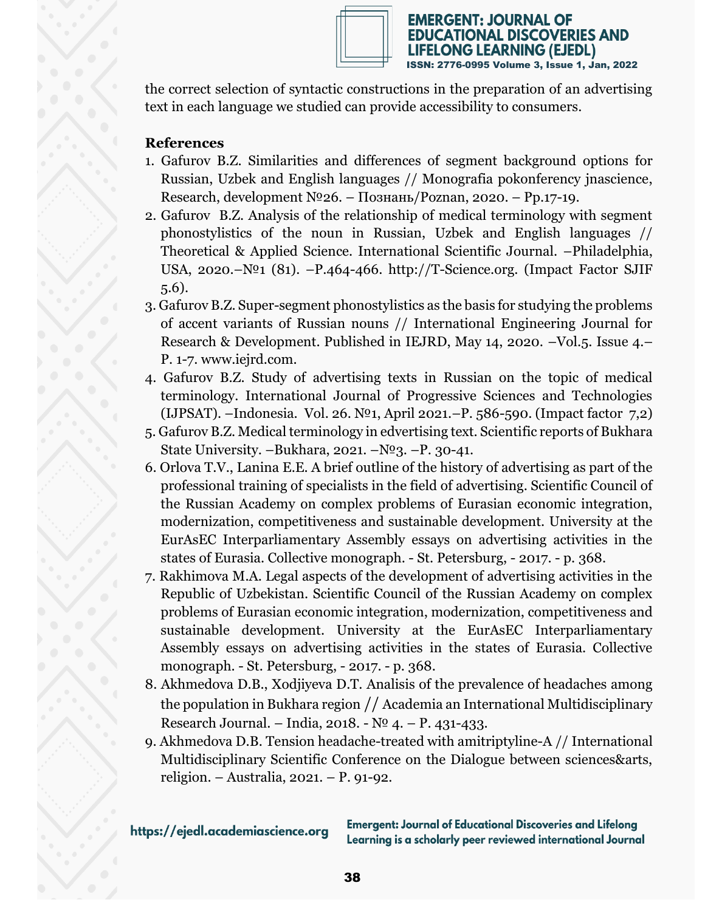the correct selection of syntactic constructions in the preparation of an advertising text in each language we studied can provide accessibility to consumers.

**References**

1. Gafurov B.Z. Similarities and differences of segment background options for Russian, Uzbek and English languages // Monografia pokonferency jnascience, Research, development №26. – Познань/Poznan, 2020. – Pp.17-19.
2. Gafurov B.Z. Analysis of the relationship of medical terminology with segment phonostylistics of the noun in Russian, Uzbek and English languages // Theoretical & Applied Science. International Scientific Journal. –Philadelphia, USA, 2020.–№1 (81). –P.464-466. http://T-Science.org. (Impact Factor SJIF 5.6).
3. Gafurov B.Z. Super-segment phonostylistics as the basis for studying the problems of accent variants of Russian nouns // International Engineering Journal for Research & Development. Published in IEJRD, May 14, 2020. –Vol.5. Issue 4.– P. 1-7. www.iejrd.com.
4. Gafurov B.Z. Study of advertising texts in Russian on the topic of medical terminology. International Journal of Progressive Sciences and Technologies (IJPSAT). –Indonesia. Vol. 26. №1, April 2021.–P. 586-590. (Impact factor 7,2)
5. Gafurov B.Z. Medical terminology in edvertising text. Scientific reports of Bukhara State University. –Bukhara, 2021. –№3. –P. 30-41.
6. Orlova T.V., Lanina E.E. A brief outline of the history of advertising as part of the professional training of specialists in the field of advertising. Scientific Council of the Russian Academy on complex problems of Eurasian economic integration, modernization, competitiveness and sustainable development. University at the EurAsEC Interparliamentary Assembly essays on advertising activities in the states of Eurasia. Collective monograph. - St. Petersburg, - 2017. - p. 368.
7. Rakhimova M.A. Legal aspects of the development of advertising activities in the Republic of Uzbekistan. Scientific Council of the Russian Academy on complex problems of Eurasian economic integration, modernization, competitiveness and sustainable development. University at the EurAsEC Interparliamentary Assembly essays on advertising activities in the states of Eurasia. Collective monograph. - St. Petersburg, - 2017. - p. 368.
8. Akhmedova D.B., Xodjiyeva D.T. Analisis of the prevalence of headaches among the population in Bukhara region // Academia an International Multidisciplinary Research Journal. – India, 2018. - № 4. – P. 431-433.
9. Akhmedova D.B. Tension headache-treated with amitriptyline-A // International Multidisciplinary Scientific Conference on the Dialogue between sciences&arts, religion. – Australia, 2021. – P. 91-92.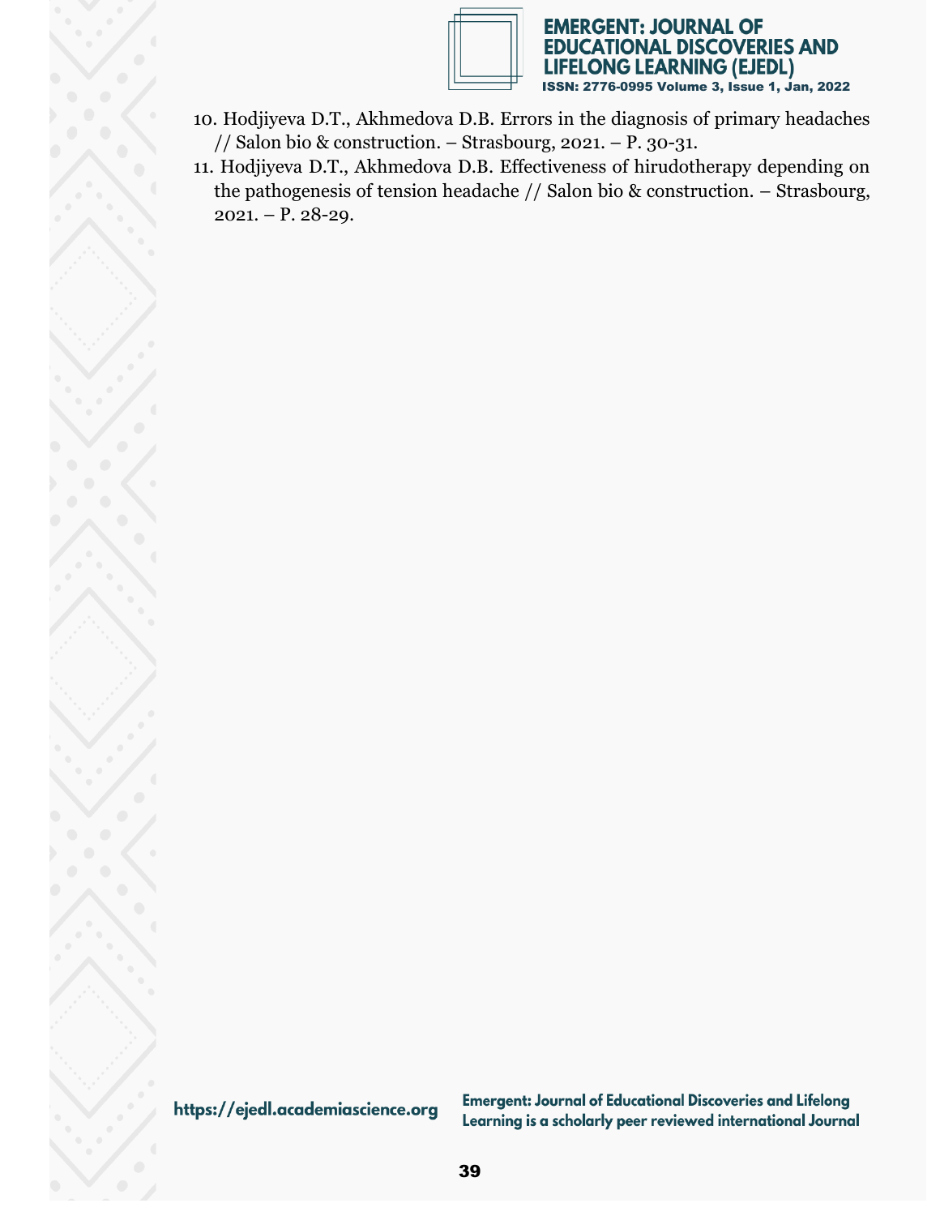10. Hodjiyeva D.T., Akhmedova D.B. Errors in the diagnosis of primary headaches // Salon bio & construction. – Strasbourg, 2021. – P. 30-31.
11. Hodjiyeva D.T., Akhmedova D.B. Effectiveness of hirudotherapy depending on the pathogenesis of tension headache // Salon bio & construction. – Strasbourg, 2021. – P. 28-29.